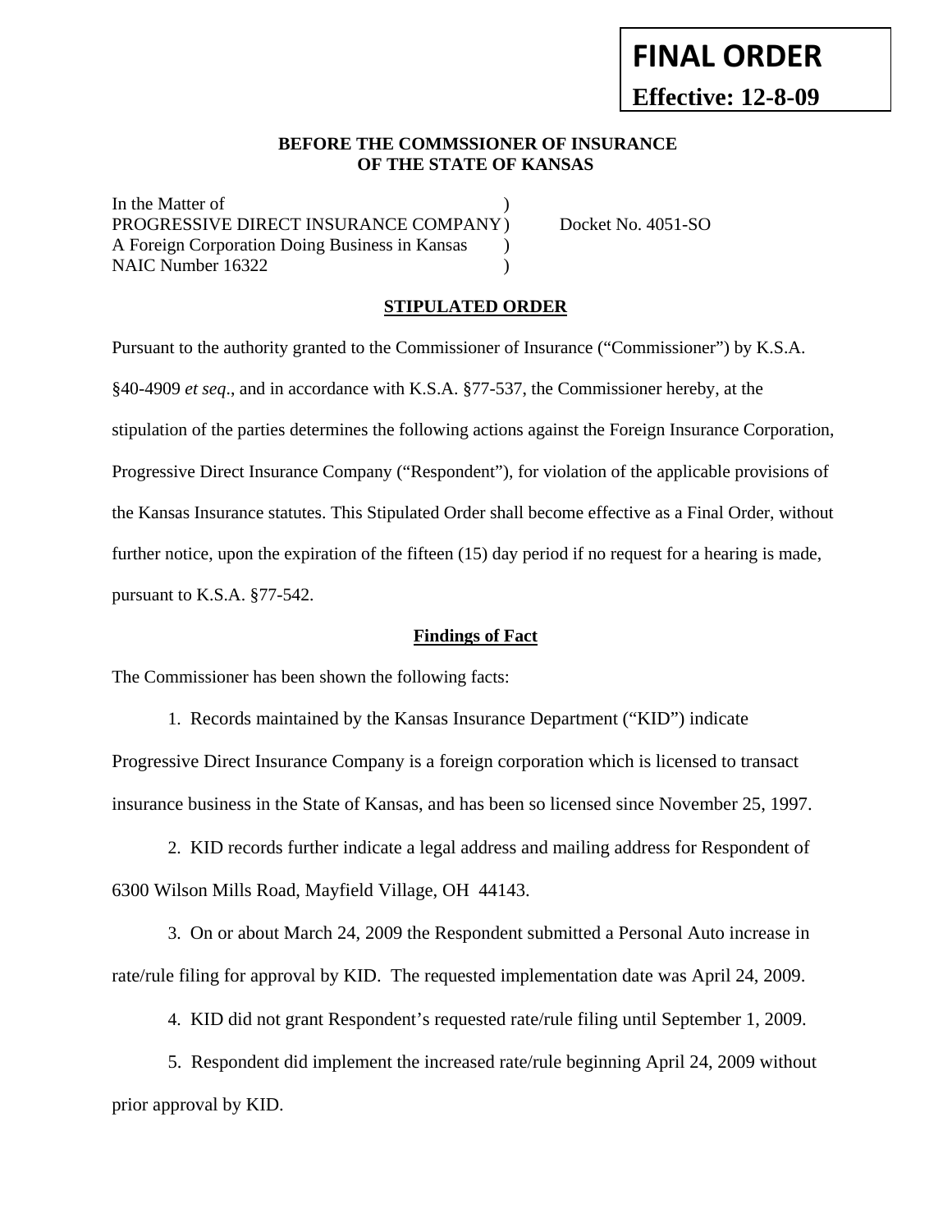**FINAL ORDER**

**Effective: 12-8-09**

**BEFORE THE COMMSSIONER OF INSURANCE OF THE STATE OF KANSAS**

In the Matter of )
PROGRESSIVE DIRECT INSURANCE COMPANY ) Docket No. 4051-SO
A Foreign Corporation Doing Business in Kansas )
NAIC Number 16322 )

**STIPULATED ORDER**

Pursuant to the authority granted to the Commissioner of Insurance ("Commissioner") by K.S.A. §40-4909 *et seq*., and in accordance with K.S.A. §77-537, the Commissioner hereby, at the stipulation of the parties determines the following actions against the Foreign Insurance Corporation, Progressive Direct Insurance Company ("Respondent"), for violation of the applicable provisions of the Kansas Insurance statutes. This Stipulated Order shall become effective as a Final Order, without further notice, upon the expiration of the fifteen (15) day period if no request for a hearing is made, pursuant to K.S.A. §77-542.

**Findings of Fact**

The Commissioner has been shown the following facts:

1. Records maintained by the Kansas Insurance Department ("KID") indicate Progressive Direct Insurance Company is a foreign corporation which is licensed to transact insurance business in the State of Kansas, and has been so licensed since November 25, 1997.

2. KID records further indicate a legal address and mailing address for Respondent of 6300 Wilson Mills Road, Mayfield Village, OH 44143.

3. On or about March 24, 2009 the Respondent submitted a Personal Auto increase in rate/rule filing for approval by KID. The requested implementation date was April 24, 2009.

4. KID did not grant Respondent's requested rate/rule filing until September 1, 2009.

5. Respondent did implement the increased rate/rule beginning April 24, 2009 without prior approval by KID.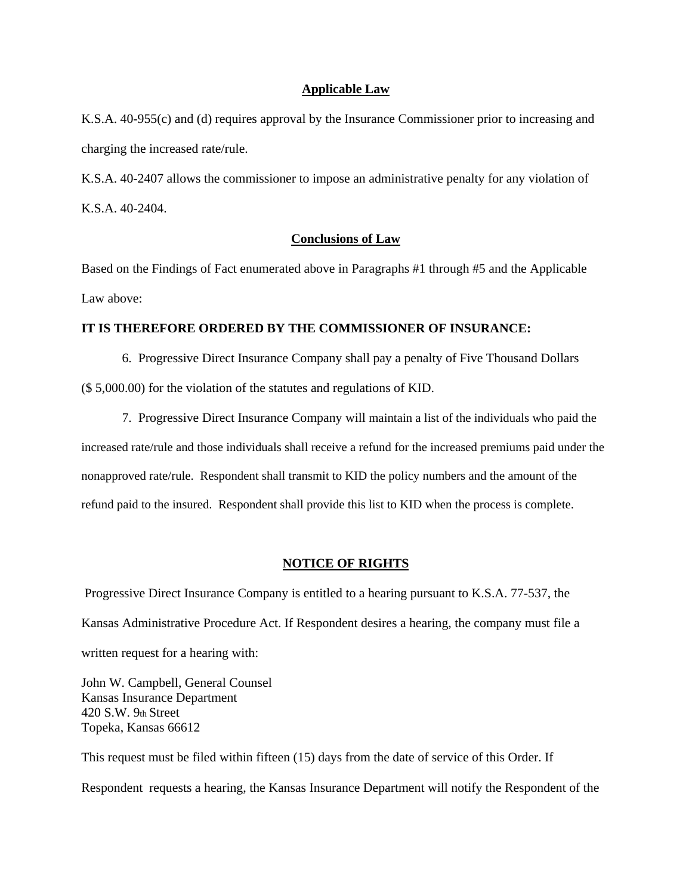## Applicable Law

K.S.A. 40-955(c) and (d) requires approval by the Insurance Commissioner prior to increasing and charging the increased rate/rule.

K.S.A. 40-2407 allows the commissioner to impose an administrative penalty for any violation of K.S.A. 40-2404.

## Conclusions of Law

Based on the Findings of Fact enumerated above in Paragraphs #1 through #5 and the Applicable Law above:

**IT IS THEREFORE ORDERED BY THE COMMISSIONER OF INSURANCE:**

6. Progressive Direct Insurance Company shall pay a penalty of Five Thousand Dollars ($ 5,000.00) for the violation of the statutes and regulations of KID.

7. Progressive Direct Insurance Company will maintain a list of the individuals who paid the increased rate/rule and those individuals shall receive a refund for the increased premiums paid under the nonapproved rate/rule. Respondent shall transmit to KID the policy numbers and the amount of the refund paid to the insured. Respondent shall provide this list to KID when the process is complete.

## NOTICE OF RIGHTS

Progressive Direct Insurance Company is entitled to a hearing pursuant to K.S.A. 77-537, the Kansas Administrative Procedure Act. If Respondent desires a hearing, the company must file a written request for a hearing with:

John W. Campbell, General Counsel
Kansas Insurance Department
420 S.W. 9th Street
Topeka, Kansas 66612

This request must be filed within fifteen (15) days from the date of service of this Order. If Respondent requests a hearing, the Kansas Insurance Department will notify the Respondent of the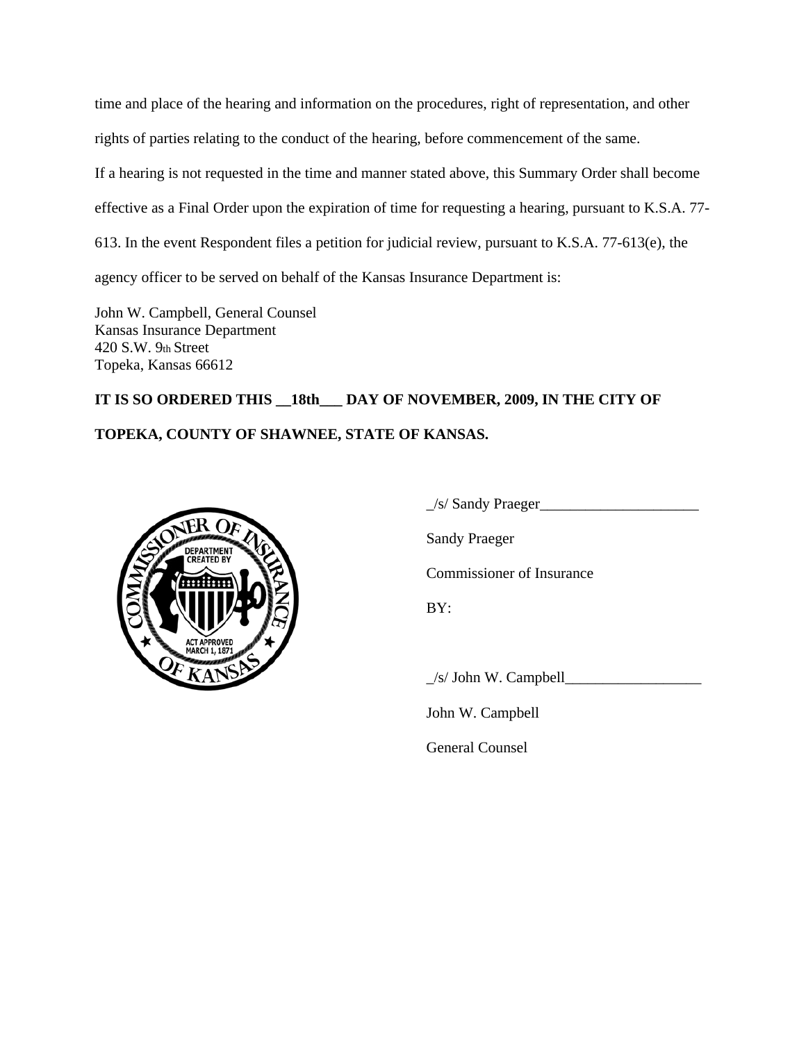time and place of the hearing and information on the procedures, right of representation, and other rights of parties relating to the conduct of the hearing, before commencement of the same.

If a hearing is not requested in the time and manner stated above, this Summary Order shall become effective as a Final Order upon the expiration of time for requesting a hearing, pursuant to K.S.A. 77-613. In the event Respondent files a petition for judicial review, pursuant to K.S.A. 77-613(e), the agency officer to be served on behalf of the Kansas Insurance Department is:

John W. Campbell, General Counsel  
Kansas Insurance Department  
420 S.W. 9th Street  
Topeka, Kansas 66612

**IT IS SO ORDERED THIS __18th___ DAY OF NOVEMBER, 2009, IN THE CITY OF TOPEKA, COUNTY OF SHAWNEE, STATE OF KANSAS.**

_/s/ Sandy Praeger_____________________

Sandy Praeger

Commissioner of Insurance

BY:

_/s/ John W. Campbell__________________

John W. Campbell

General Counsel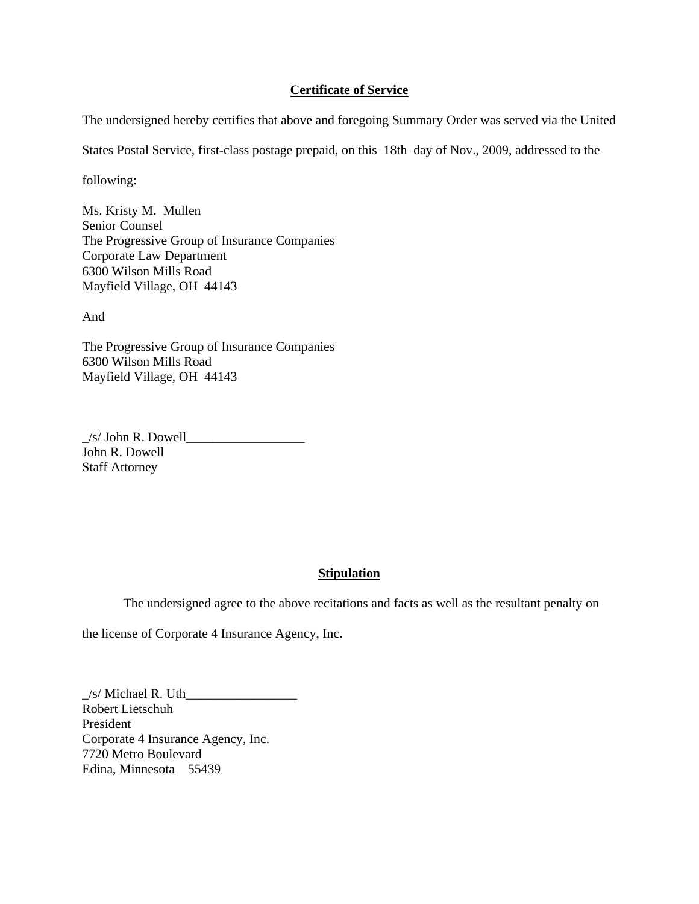## Certificate of Service

The undersigned hereby certifies that above and foregoing Summary Order was served via the United States Postal Service, first-class postage prepaid, on this 18th day of Nov., 2009, addressed to the following:

Ms. Kristy M. Mullen
Senior Counsel
The Progressive Group of Insurance Companies
Corporate Law Department
6300 Wilson Mills Road
Mayfield Village, OH 44143

And

The Progressive Group of Insurance Companies
6300 Wilson Mills Road
Mayfield Village, OH 44143

_/s/ John R. Dowell__________________
John R. Dowell
Staff Attorney

## Stipulation

The undersigned agree to the above recitations and facts as well as the resultant penalty on the license of Corporate 4 Insurance Agency, Inc.

_/s/ Michael R. Uth_________________
Robert Lietschuh
President
Corporate 4 Insurance Agency, Inc.
7720 Metro Boulevard
Edina, Minnesota 55439